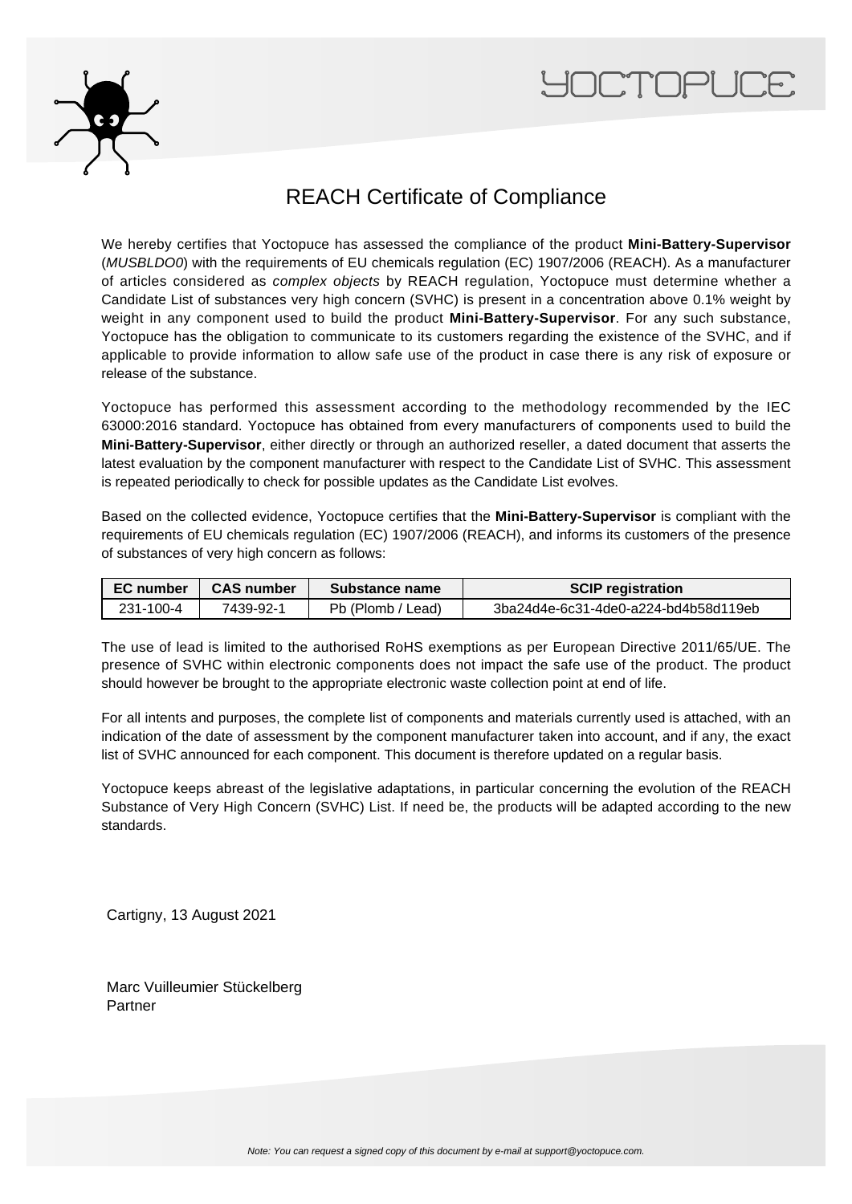# REACH Certificate of Compliance

We hereby certifies that Yoctopuce has assessed the compliance of the product **Mini-Battery-Supervisor** (*MUSBLDO0*) with the requirements of EU chemicals regulation (EC) 1907/2006 (REACH). As a manufacturer of articles considered as *complex objects* by REACH regulation, Yoctopuce must determine whether a Candidate List of substances very high concern (SVHC) is present in a concentration above 0.1% weight by weight in any component used to build the product **Mini-Battery-Supervisor**. For any such substance, Yoctopuce has the obligation to communicate to its customers regarding the existence of the SVHC, and if applicable to provide information to allow safe use of the product in case there is any risk of exposure or release of the substance.

Yoctopuce has performed this assessment according to the methodology recommended by the IEC 63000:2016 standard. Yoctopuce has obtained from every manufacturers of components used to build the **Mini-Battery-Supervisor**, either directly or through an authorized reseller, a dated document that asserts the latest evaluation by the component manufacturer with respect to the Candidate List of SVHC. This assessment is repeated periodically to check for possible updates as the Candidate List evolves.

Based on the collected evidence, Yoctopuce certifies that the **Mini-Battery-Supervisor** is compliant with the requirements of EU chemicals regulation (EC) 1907/2006 (REACH), and informs its customers of the presence of substances of very high concern as follows:

| EC number | CAS number | Substance name | SCIP registration |
|---|---|---|---|
| 231-100-4 | 7439-92-1 | Pb (Plomb / Lead) | 3ba24d4e-6c31-4de0-a224-bd4b58d119eb |

The use of lead is limited to the authorised RoHS exemptions as per European Directive 2011/65/UE. The presence of SVHC within electronic components does not impact the safe use of the product. The product should however be brought to the appropriate electronic waste collection point at end of life.

For all intents and purposes, the complete list of components and materials currently used is attached, with an indication of the date of assessment by the component manufacturer taken into account, and if any, the exact list of SVHC announced for each component. This document is therefore updated on a regular basis.

Yoctopuce keeps abreast of the legislative adaptations, in particular concerning the evolution of the REACH Substance of Very High Concern (SVHC) List. If need be, the products will be adapted according to the new standards.

Cartigny, 13 August 2021

Marc Vuilleumier Stückelberg
Partner

*Note: You can request a signed copy of this document by e-mail at support@yoctopuce.com.*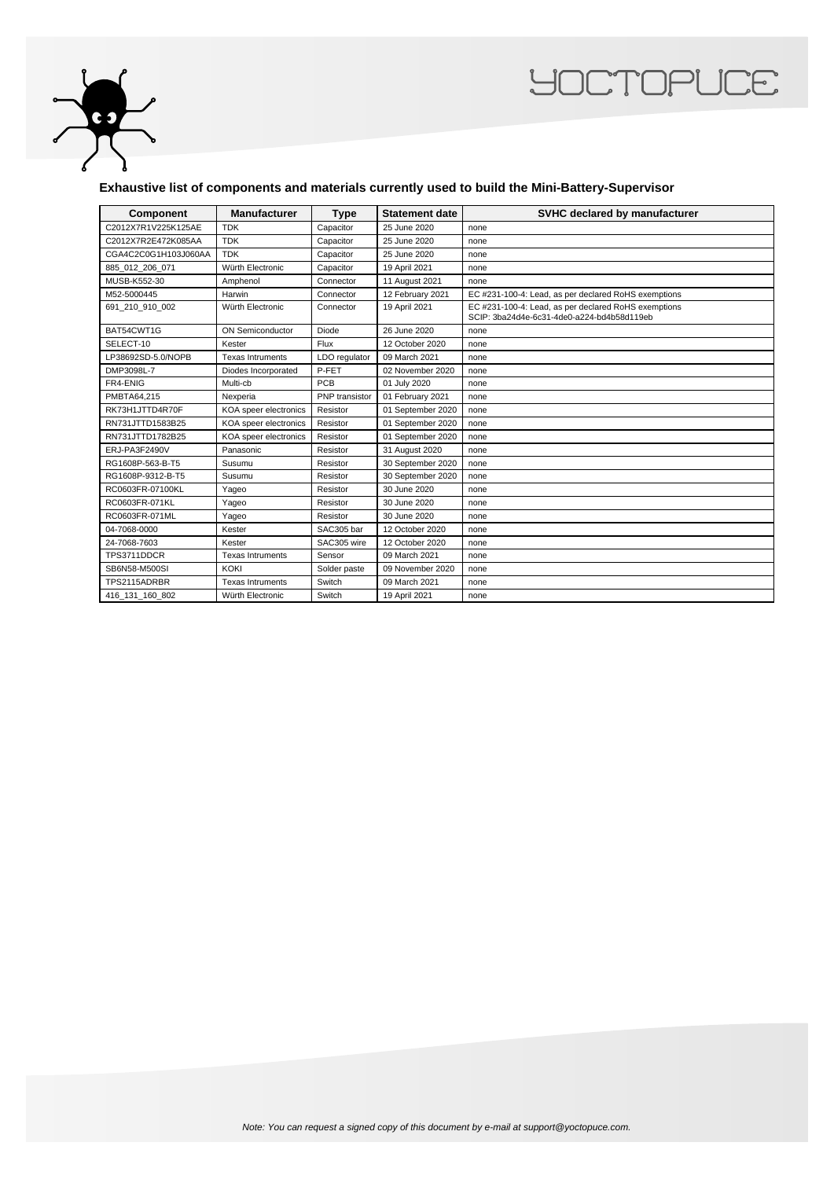## Exhaustive list of components and materials currently used to build the Mini-Battery-Supervisor

| Component | Manufacturer | Type | Statement date | SVHC declared by manufacturer |
|---|---|---|---|---|
| C2012X7R1V225K125AE | TDK | Capacitor | 25 June 2020 | none |
| C2012X7R2E472K085AA | TDK | Capacitor | 25 June 2020 | none |
| CGA4C2C0G1H103J060AA | TDK | Capacitor | 25 June 2020 | none |
| 885_012_206_071 | Würth Electronic | Capacitor | 19 April 2021 | none |
| MUSB-K552-30 | Amphenol | Connector | 11 August 2021 | none |
| M52-5000445 | Harwin | Connector | 12 February 2021 | EC #231-100-4: Lead, as per declared RoHS exemptions |
| 691_210_910_002 | Würth Electronic | Connector | 19 April 2021 | EC #231-100-4: Lead, as per declared RoHS exemptions SCIP: 3ba24d4e-6c31-4de0-a224-bd4b58d119eb |
| BAT54CWT1G | ON Semiconductor | Diode | 26 June 2020 | none |
| SELECT-10 | Kester | Flux | 12 October 2020 | none |
| LP38692SD-5.0/NOPB | Texas Intruments | LDO regulator | 09 March 2021 | none |
| DMP3098L-7 | Diodes Incorporated | P-FET | 02 November 2020 | none |
| FR4-ENIG | Multi-cb | PCB | 01 July 2020 | none |
| PMBTA64,215 | Nexperia | PNP transistor | 01 February 2021 | none |
| RK73H1JTTD4R70F | KOA speer electronics | Resistor | 01 September 2020 | none |
| RN731JTTD1583B25 | KOA speer electronics | Resistor | 01 September 2020 | none |
| RN731JTTD1782B25 | KOA speer electronics | Resistor | 01 September 2020 | none |
| ERJ-PA3F2490V | Panasonic | Resistor | 31 August 2020 | none |
| RG1608P-563-B-T5 | Susumu | Resistor | 30 September 2020 | none |
| RG1608P-9312-B-T5 | Susumu | Resistor | 30 September 2020 | none |
| RC0603FR-07100KL | Yageo | Resistor | 30 June 2020 | none |
| RC0603FR-071KL | Yageo | Resistor | 30 June 2020 | none |
| RC0603FR-071ML | Yageo | Resistor | 30 June 2020 | none |
| 04-7068-0000 | Kester | SAC305 bar | 12 October 2020 | none |
| 24-7068-7603 | Kester | SAC305 wire | 12 October 2020 | none |
| TPS3711DDCR | Texas Intruments | Sensor | 09 March 2021 | none |
| SB6N58-M500SI | KOKI | Solder paste | 09 November 2020 | none |
| TPS2115ADRBR | Texas Intruments | Switch | 09 March 2021 | none |
| 416_131_160_802 | Würth Electronic | Switch | 19 April 2021 | none |

*Note: You can request a signed copy of this document by e-mail at support@yoctopuce.com.*